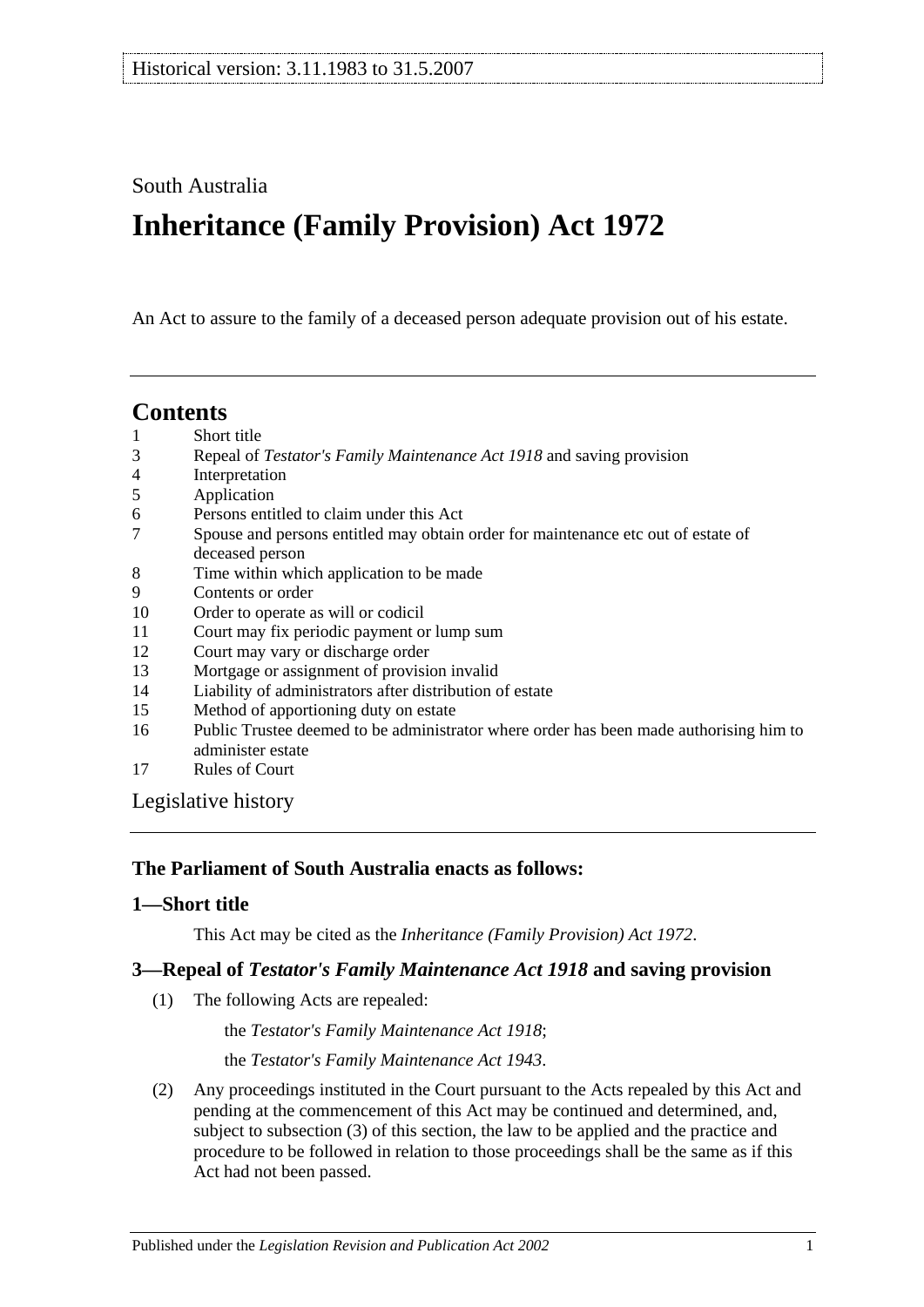Historical version: 3.11.1983 to 31.5.2007

South Australia

# Inheritance (Family Provision) Act 1972

An Act to assure to the family of a deceased person adequate provision out of his estate.

## Contents

1 Short title
3 Repeal of *Testator's Family Maintenance Act 1918* and saving provision
4 Interpretation
5 Application
6 Persons entitled to claim under this Act
7 Spouse and persons entitled may obtain order for maintenance etc out of estate of deceased person
8 Time within which application to be made
9 Contents or order
10 Order to operate as will or codicil
11 Court may fix periodic payment or lump sum
12 Court may vary or discharge order
13 Mortgage or assignment of provision invalid
14 Liability of administrators after distribution of estate
15 Method of apportioning duty on estate
16 Public Trustee deemed to be administrator where order has been made authorising him to administer estate
17 Rules of Court

Legislative history

### The Parliament of South Australia enacts as follows:

### 1—Short title

This Act may be cited as the *Inheritance (Family Provision) Act 1972*.

### 3—Repeal of *Testator's Family Maintenance Act 1918* and saving provision

(1) The following Acts are repealed:

the *Testator's Family Maintenance Act 1918*;

the *Testator's Family Maintenance Act 1943*.

(2) Any proceedings instituted in the Court pursuant to the Acts repealed by this Act and pending at the commencement of this Act may be continued and determined, and, subject to subsection (3) of this section, the law to be applied and the practice and procedure to be followed in relation to those proceedings shall be the same as if this Act had not been passed.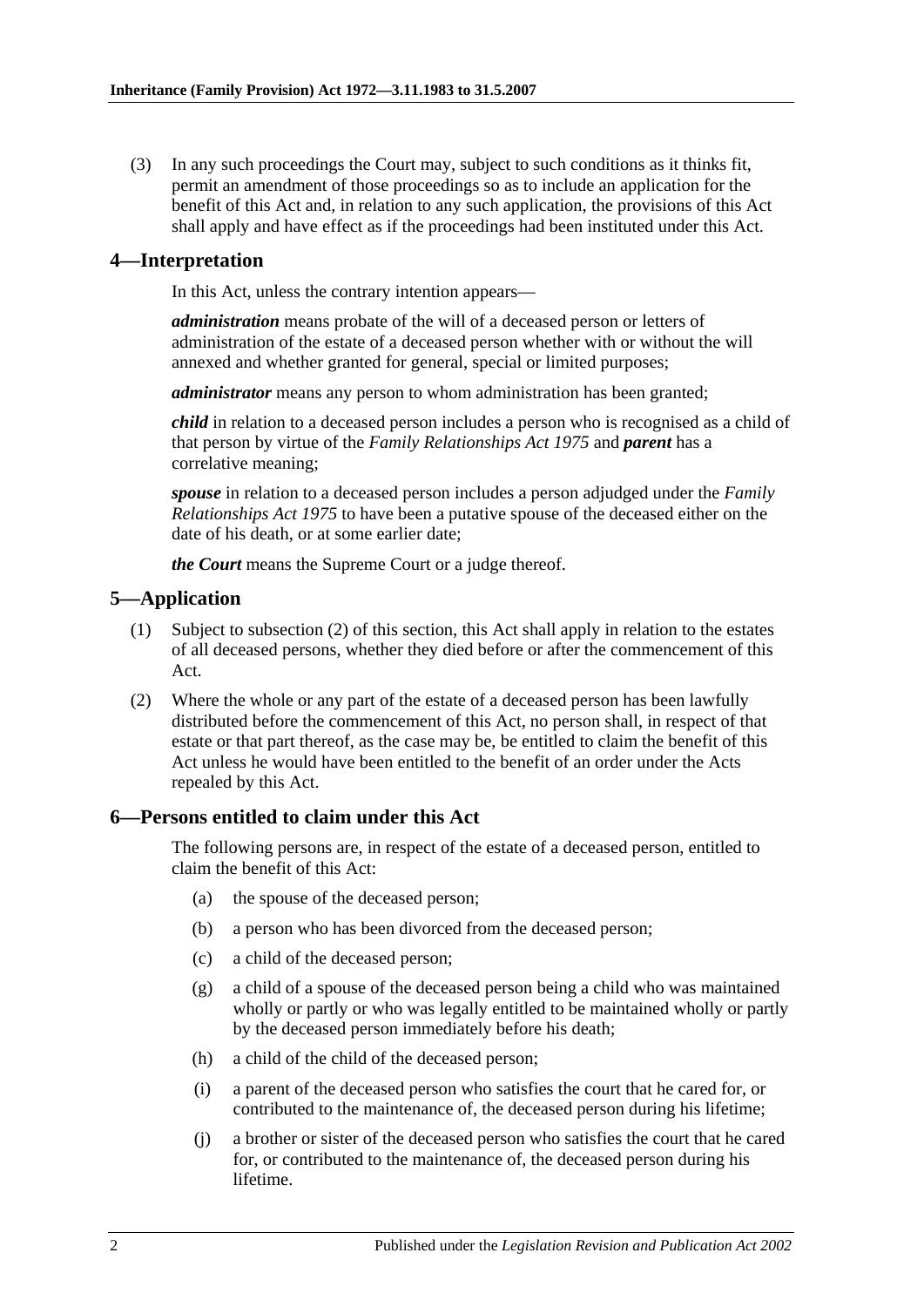(3) In any such proceedings the Court may, subject to such conditions as it thinks fit, permit an amendment of those proceedings so as to include an application for the benefit of this Act and, in relation to any such application, the provisions of this Act shall apply and have effect as if the proceedings had been instituted under this Act.

## 4—Interpretation

In this Act, unless the contrary intention appears—

***administration*** means probate of the will of a deceased person or letters of administration of the estate of a deceased person whether with or without the will annexed and whether granted for general, special or limited purposes;

***administrator*** means any person to whom administration has been granted;

***child*** in relation to a deceased person includes a person who is recognised as a child of that person by virtue of the *Family Relationships Act 1975* and ***parent*** has a correlative meaning;

***spouse*** in relation to a deceased person includes a person adjudged under the *Family Relationships Act 1975* to have been a putative spouse of the deceased either on the date of his death, or at some earlier date;

***the Court*** means the Supreme Court or a judge thereof.

## 5—Application

(1) Subject to subsection (2) of this section, this Act shall apply in relation to the estates of all deceased persons, whether they died before or after the commencement of this Act.

(2) Where the whole or any part of the estate of a deceased person has been lawfully distributed before the commencement of this Act, no person shall, in respect of that estate or that part thereof, as the case may be, be entitled to claim the benefit of this Act unless he would have been entitled to the benefit of an order under the Acts repealed by this Act.

## 6—Persons entitled to claim under this Act

The following persons are, in respect of the estate of a deceased person, entitled to claim the benefit of this Act:

(a) the spouse of the deceased person;

(b) a person who has been divorced from the deceased person;

(c) a child of the deceased person;

(g) a child of a spouse of the deceased person being a child who was maintained wholly or partly or who was legally entitled to be maintained wholly or partly by the deceased person immediately before his death;

(h) a child of the child of the deceased person;

(i) a parent of the deceased person who satisfies the court that he cared for, or contributed to the maintenance of, the deceased person during his lifetime;

(j) a brother or sister of the deceased person who satisfies the court that he cared for, or contributed to the maintenance of, the deceased person during his lifetime.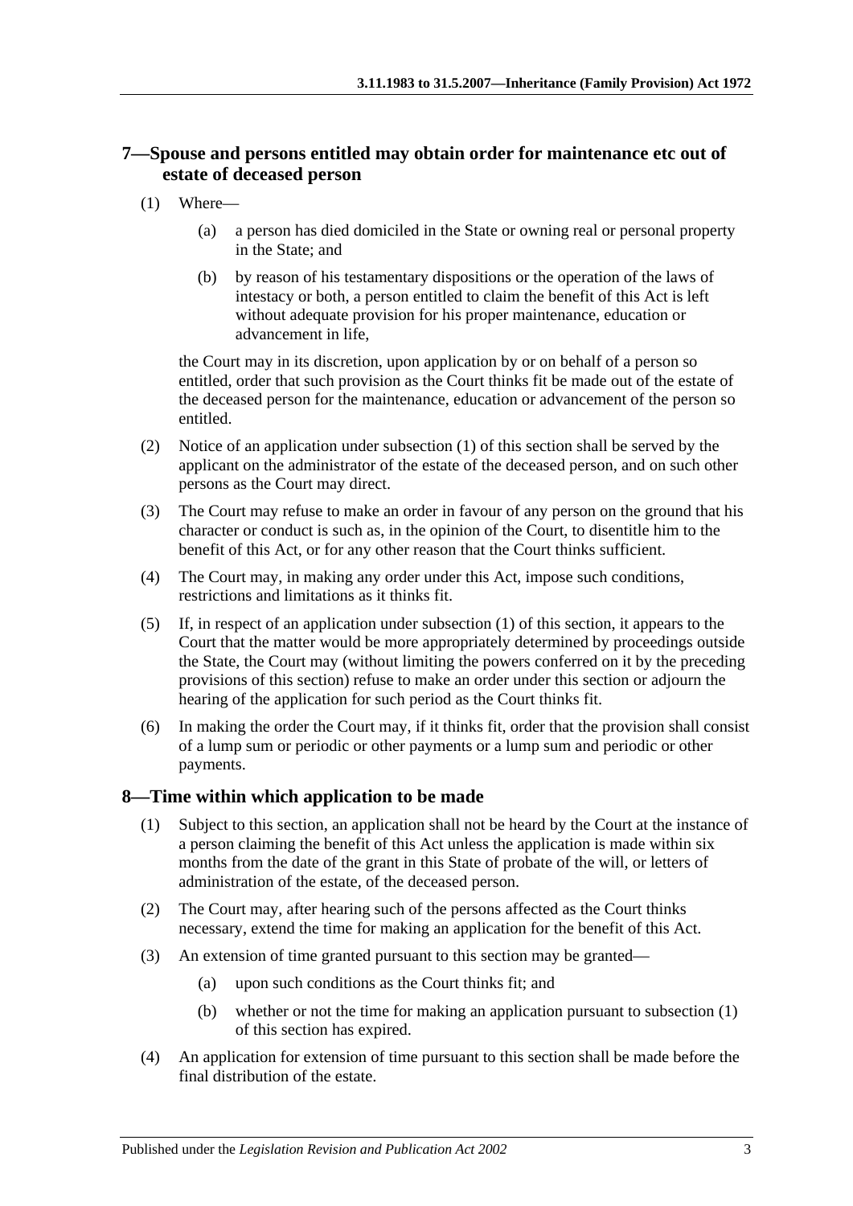## 7—Spouse and persons entitled may obtain order for maintenance etc out of estate of deceased person

(1) Where—

(a) a person has died domiciled in the State or owning real or personal property in the State; and

(b) by reason of his testamentary dispositions or the operation of the laws of intestacy or both, a person entitled to claim the benefit of this Act is left without adequate provision for his proper maintenance, education or advancement in life,

the Court may in its discretion, upon application by or on behalf of a person so entitled, order that such provision as the Court thinks fit be made out of the estate of the deceased person for the maintenance, education or advancement of the person so entitled.

(2) Notice of an application under subsection (1) of this section shall be served by the applicant on the administrator of the estate of the deceased person, and on such other persons as the Court may direct.

(3) The Court may refuse to make an order in favour of any person on the ground that his character or conduct is such as, in the opinion of the Court, to disentitle him to the benefit of this Act, or for any other reason that the Court thinks sufficient.

(4) The Court may, in making any order under this Act, impose such conditions, restrictions and limitations as it thinks fit.

(5) If, in respect of an application under subsection (1) of this section, it appears to the Court that the matter would be more appropriately determined by proceedings outside the State, the Court may (without limiting the powers conferred on it by the preceding provisions of this section) refuse to make an order under this section or adjourn the hearing of the application for such period as the Court thinks fit.

(6) In making the order the Court may, if it thinks fit, order that the provision shall consist of a lump sum or periodic or other payments or a lump sum and periodic or other payments.

## 8—Time within which application to be made

(1) Subject to this section, an application shall not be heard by the Court at the instance of a person claiming the benefit of this Act unless the application is made within six months from the date of the grant in this State of probate of the will, or letters of administration of the estate, of the deceased person.

(2) The Court may, after hearing such of the persons affected as the Court thinks necessary, extend the time for making an application for the benefit of this Act.

(3) An extension of time granted pursuant to this section may be granted—

(a) upon such conditions as the Court thinks fit; and

(b) whether or not the time for making an application pursuant to subsection (1) of this section has expired.

(4) An application for extension of time pursuant to this section shall be made before the final distribution of the estate.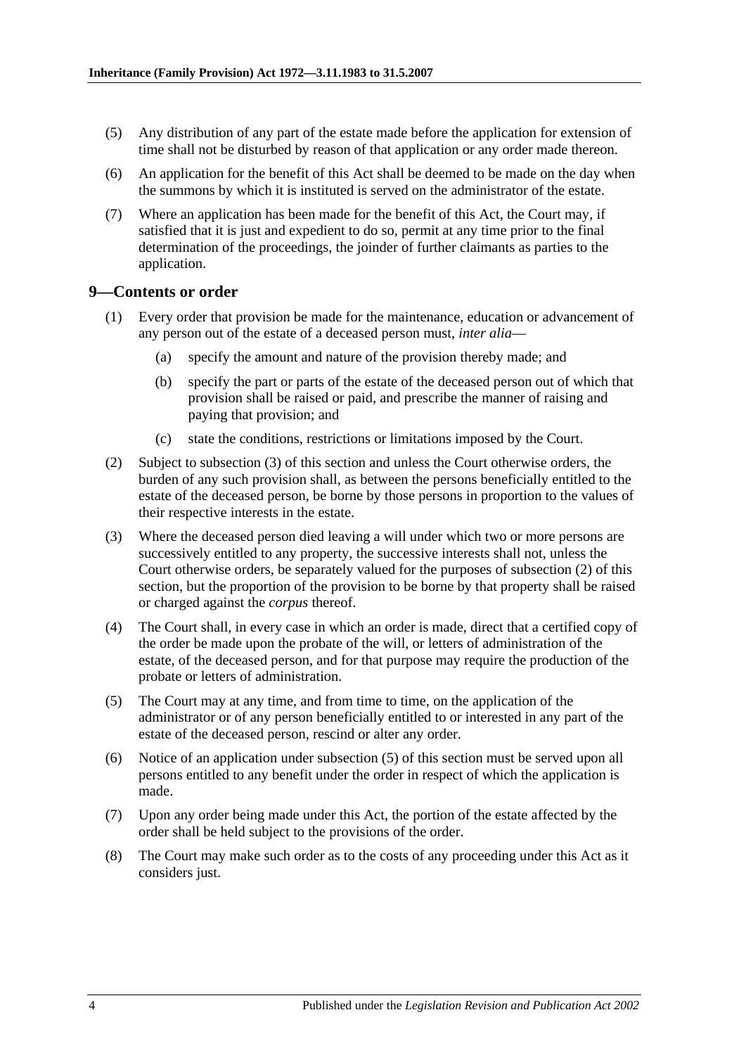(5) Any distribution of any part of the estate made before the application for extension of time shall not be disturbed by reason of that application or any order made thereon.

(6) An application for the benefit of this Act shall be deemed to be made on the day when the summons by which it is instituted is served on the administrator of the estate.

(7) Where an application has been made for the benefit of this Act, the Court may, if satisfied that it is just and expedient to do so, permit at any time prior to the final determination of the proceedings, the joinder of further claimants as parties to the application.

## 9—Contents or order

(1) Every order that provision be made for the maintenance, education or advancement of any person out of the estate of a deceased person must, *inter alia*—

(a) specify the amount and nature of the provision thereby made; and

(b) specify the part or parts of the estate of the deceased person out of which that provision shall be raised or paid, and prescribe the manner of raising and paying that provision; and

(c) state the conditions, restrictions or limitations imposed by the Court.

(2) Subject to subsection (3) of this section and unless the Court otherwise orders, the burden of any such provision shall, as between the persons beneficially entitled to the estate of the deceased person, be borne by those persons in proportion to the values of their respective interests in the estate.

(3) Where the deceased person died leaving a will under which two or more persons are successively entitled to any property, the successive interests shall not, unless the Court otherwise orders, be separately valued for the purposes of subsection (2) of this section, but the proportion of the provision to be borne by that property shall be raised or charged against the *corpus* thereof.

(4) The Court shall, in every case in which an order is made, direct that a certified copy of the order be made upon the probate of the will, or letters of administration of the estate, of the deceased person, and for that purpose may require the production of the probate or letters of administration.

(5) The Court may at any time, and from time to time, on the application of the administrator or of any person beneficially entitled to or interested in any part of the estate of the deceased person, rescind or alter any order.

(6) Notice of an application under subsection (5) of this section must be served upon all persons entitled to any benefit under the order in respect of which the application is made.

(7) Upon any order being made under this Act, the portion of the estate affected by the order shall be held subject to the provisions of the order.

(8) The Court may make such order as to the costs of any proceeding under this Act as it considers just.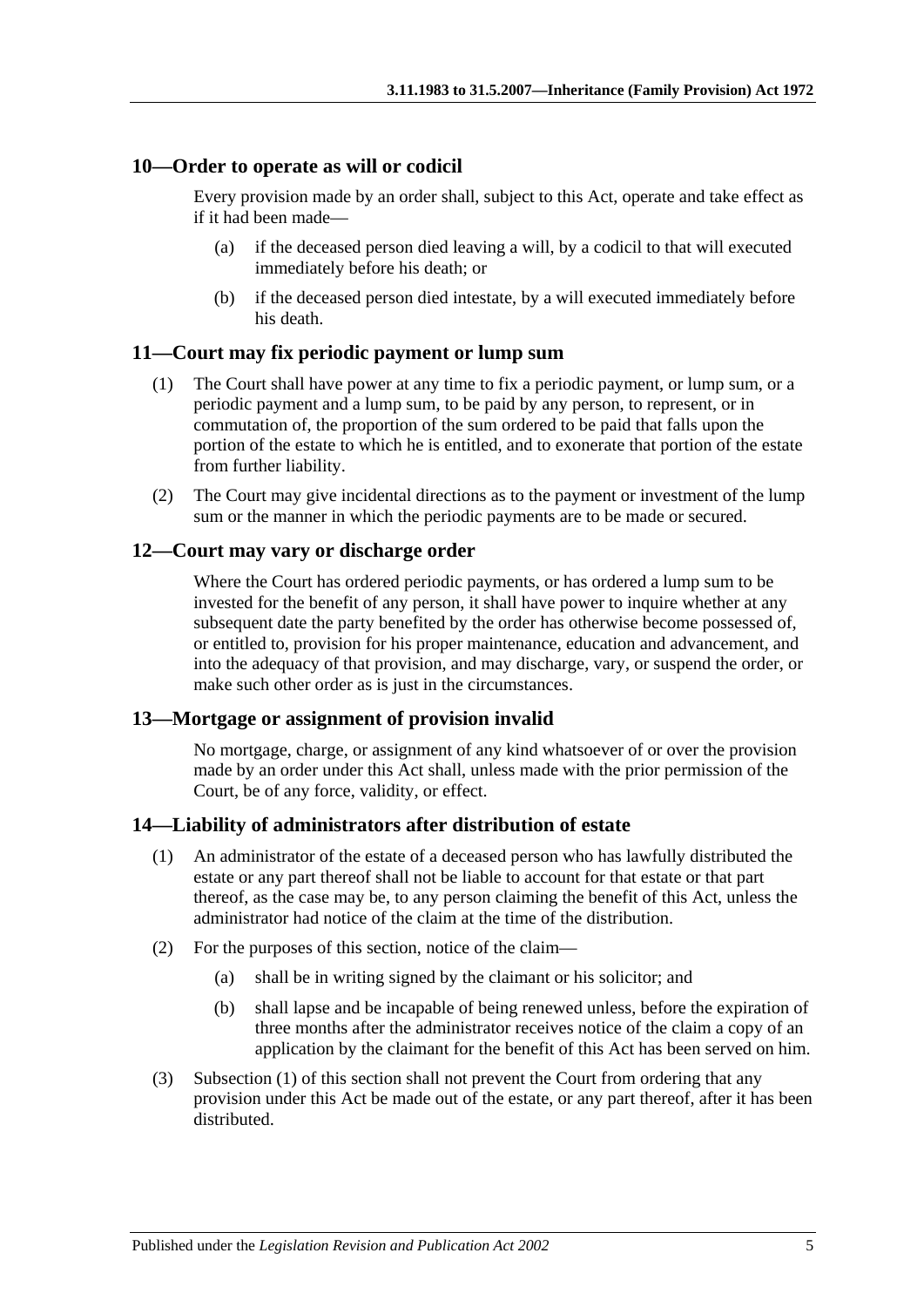## 10—Order to operate as will or codicil

Every provision made by an order shall, subject to this Act, operate and take effect as if it had been made—

(a) if the deceased person died leaving a will, by a codicil to that will executed immediately before his death; or

(b) if the deceased person died intestate, by a will executed immediately before his death.

## 11—Court may fix periodic payment or lump sum

(1) The Court shall have power at any time to fix a periodic payment, or lump sum, or a periodic payment and a lump sum, to be paid by any person, to represent, or in commutation of, the proportion of the sum ordered to be paid that falls upon the portion of the estate to which he is entitled, and to exonerate that portion of the estate from further liability.

(2) The Court may give incidental directions as to the payment or investment of the lump sum or the manner in which the periodic payments are to be made or secured.

## 12—Court may vary or discharge order

Where the Court has ordered periodic payments, or has ordered a lump sum to be invested for the benefit of any person, it shall have power to inquire whether at any subsequent date the party benefited by the order has otherwise become possessed of, or entitled to, provision for his proper maintenance, education and advancement, and into the adequacy of that provision, and may discharge, vary, or suspend the order, or make such other order as is just in the circumstances.

## 13—Mortgage or assignment of provision invalid

No mortgage, charge, or assignment of any kind whatsoever of or over the provision made by an order under this Act shall, unless made with the prior permission of the Court, be of any force, validity, or effect.

## 14—Liability of administrators after distribution of estate

(1) An administrator of the estate of a deceased person who has lawfully distributed the estate or any part thereof shall not be liable to account for that estate or that part thereof, as the case may be, to any person claiming the benefit of this Act, unless the administrator had notice of the claim at the time of the distribution.

(2) For the purposes of this section, notice of the claim—

(a) shall be in writing signed by the claimant or his solicitor; and

(b) shall lapse and be incapable of being renewed unless, before the expiration of three months after the administrator receives notice of the claim a copy of an application by the claimant for the benefit of this Act has been served on him.

(3) Subsection (1) of this section shall not prevent the Court from ordering that any provision under this Act be made out of the estate, or any part thereof, after it has been distributed.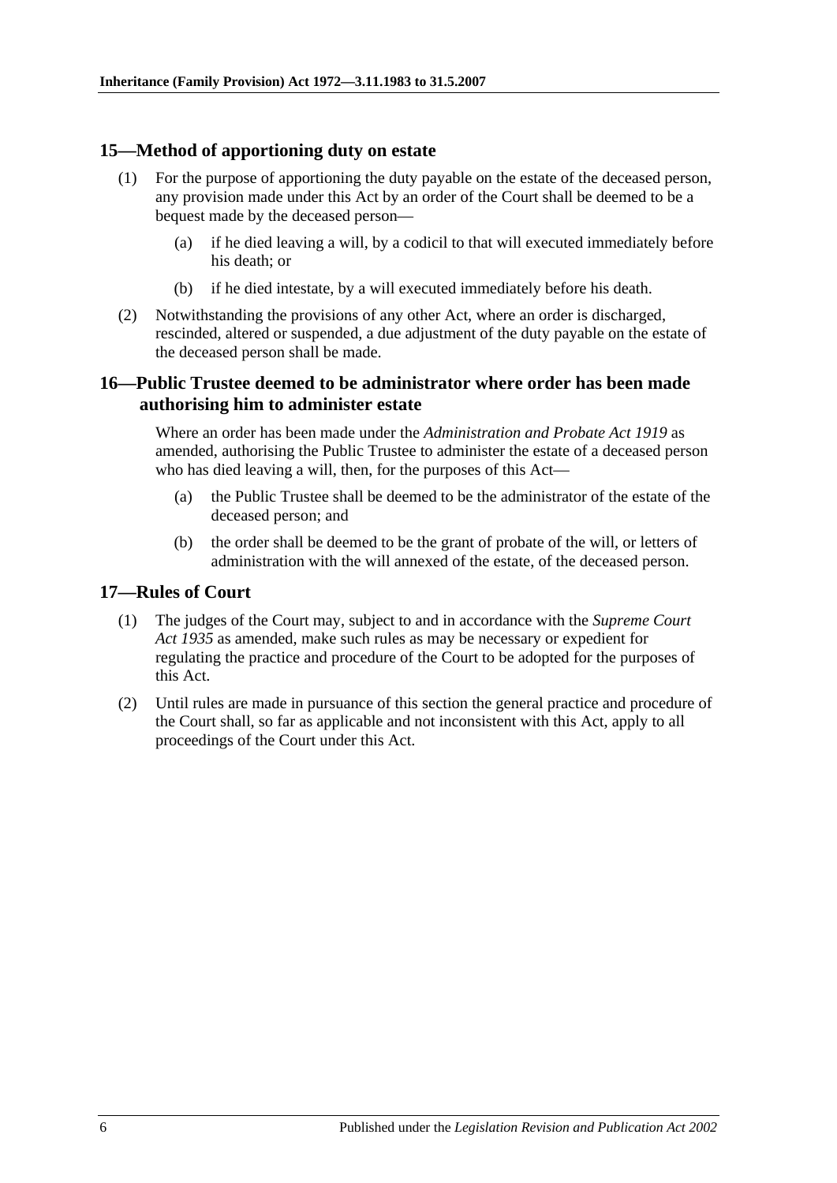## 15—Method of apportioning duty on estate

(1) For the purpose of apportioning the duty payable on the estate of the deceased person, any provision made under this Act by an order of the Court shall be deemed to be a bequest made by the deceased person—

(a) if he died leaving a will, by a codicil to that will executed immediately before his death; or

(b) if he died intestate, by a will executed immediately before his death.

(2) Notwithstanding the provisions of any other Act, where an order is discharged, rescinded, altered or suspended, a due adjustment of the duty payable on the estate of the deceased person shall be made.

## 16—Public Trustee deemed to be administrator where order has been made authorising him to administer estate

Where an order has been made under the *Administration and Probate Act 1919* as amended, authorising the Public Trustee to administer the estate of a deceased person who has died leaving a will, then, for the purposes of this Act—

(a) the Public Trustee shall be deemed to be the administrator of the estate of the deceased person; and

(b) the order shall be deemed to be the grant of probate of the will, or letters of administration with the will annexed of the estate, of the deceased person.

## 17—Rules of Court

(1) The judges of the Court may, subject to and in accordance with the *Supreme Court Act 1935* as amended, make such rules as may be necessary or expedient for regulating the practice and procedure of the Court to be adopted for the purposes of this Act.

(2) Until rules are made in pursuance of this section the general practice and procedure of the Court shall, so far as applicable and not inconsistent with this Act, apply to all proceedings of the Court under this Act.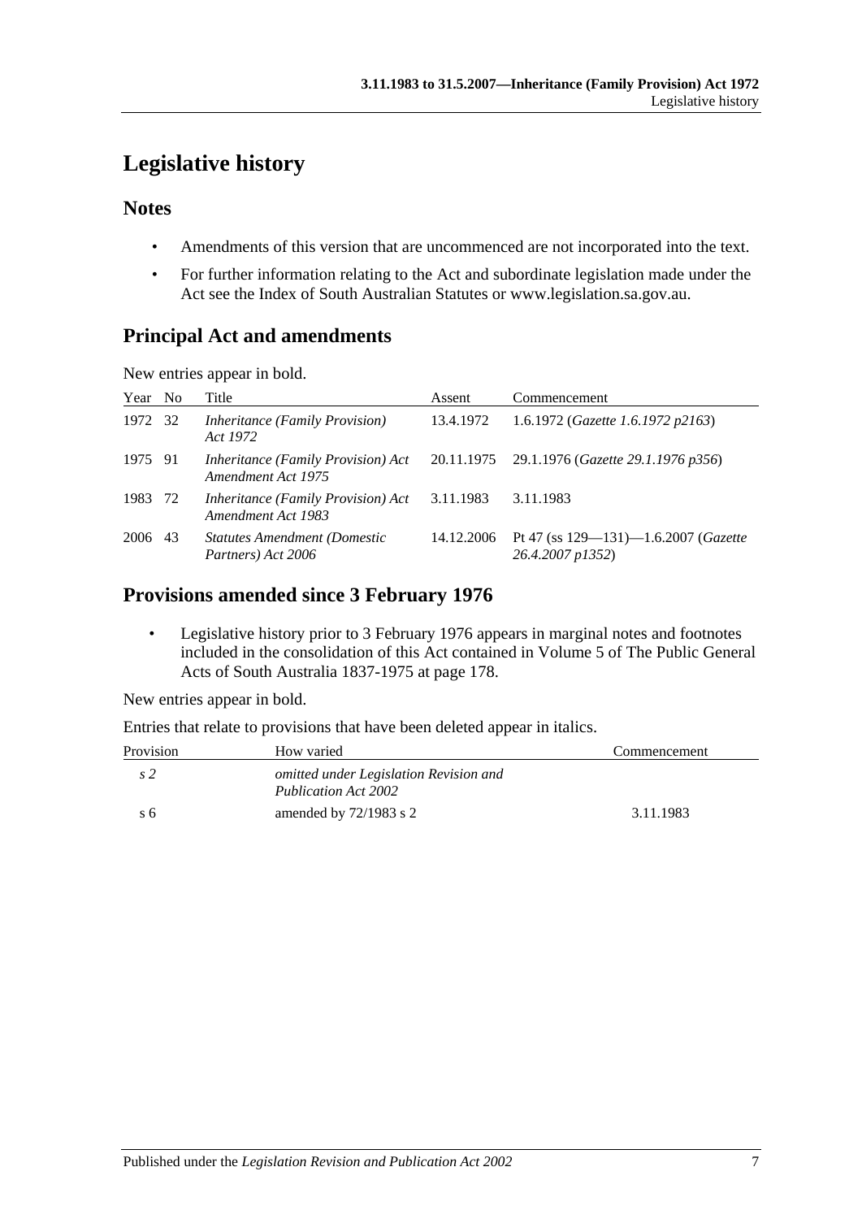# Legislative history

## Notes

- Amendments of this version that are uncommenced are not incorporated into the text.
- For further information relating to the Act and subordinate legislation made under the Act see the Index of South Australian Statutes or www.legislation.sa.gov.au.

## Principal Act and amendments

New entries appear in bold.

| Year | No | Title | Assent | Commencement |
|---|---|---|---|---|
| 1972 | 32 | *Inheritance (Family Provision) Act 1972* | 13.4.1972 | 1.6.1972 (*Gazette 1.6.1972 p2163*) |
| 1975 | 91 | *Inheritance (Family Provision) Act Amendment Act 1975* | 20.11.1975 | 29.1.1976 (*Gazette 29.1.1976 p356*) |
| 1983 | 72 | *Inheritance (Family Provision) Act Amendment Act 1983* | 3.11.1983 | 3.11.1983 |
| 2006 | 43 | *Statutes Amendment (Domestic Partners) Act 2006* | 14.12.2006 | Pt 47 (ss 129—131)—1.6.2007 (*Gazette 26.4.2007 p1352*) |

## Provisions amended since 3 February 1976

- Legislative history prior to 3 February 1976 appears in marginal notes and footnotes included in the consolidation of this Act contained in Volume 5 of The Public General Acts of South Australia 1837-1975 at page 178.

New entries appear in bold.

Entries that relate to provisions that have been deleted appear in italics.

| Provision | How varied | Commencement |
|---|---|---|
| *s 2* | *omitted under Legislation Revision and Publication Act 2002* | |
| s 6 | amended by 72/1983 s 2 | 3.11.1983 |